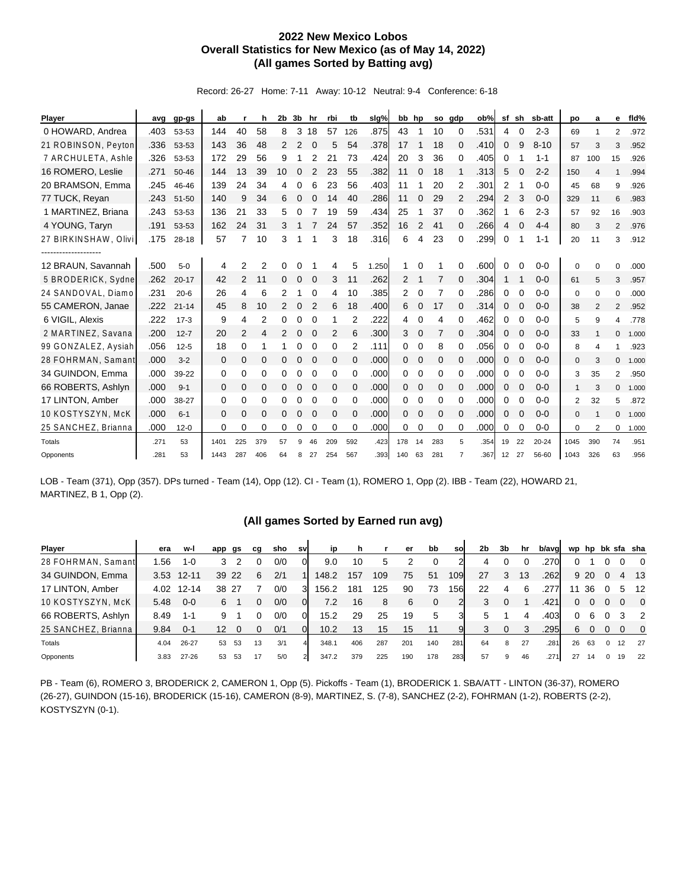# 2022 New Mexico Lobos
## Overall Statistics for New Mexico (as of May 14, 2022)
## (All games Sorted by Batting avg)

Record: 26-27 Home: 7-11 Away: 10-12 Neutral: 9-4 Conference: 6-18

| Player | avg | gp-gs | ab | r | h | 2b | 3b | hr | rbi | tb | slg% | bb | hp | so | gdp | ob% | sf | sh | sb-att | po | a | e | fld% |
|---|---|---|---|---|---|---|---|---|---|---|---|---|---|---|---|---|---|---|---|---|---|---|---|
| 0 HOWARD, Andrea | .403 | 53-53 | 144 | 40 | 58 | 8 | 3 | 18 | 57 | 126 | .875 | 43 | 1 | 10 | 0 | .531 | 4 | 0 | 2-3 | 69 | 1 | 2 | .972 |
| 21 ROBINSON, Peyton | .336 | 53-53 | 143 | 36 | 48 | 2 | 2 | 0 | 5 | 54 | .378 | 17 | 1 | 18 | 0 | .410 | 0 | 9 | 8-10 | 57 | 3 | 3 | .952 |
| 7 ARCHULETA, Ashle | .326 | 53-53 | 172 | 29 | 56 | 9 | 1 | 2 | 21 | 73 | .424 | 20 | 3 | 36 | 0 | .405 | 0 | 1 | 1-1 | 87 | 100 | 15 | .926 |
| 16 ROMERO, Leslie | .271 | 50-46 | 144 | 13 | 39 | 10 | 0 | 2 | 23 | 55 | .382 | 11 | 0 | 18 | 1 | .313 | 5 | 0 | 2-2 | 150 | 4 | 1 | .994 |
| 20 BRAMSON, Emma | .245 | 46-46 | 139 | 24 | 34 | 4 | 0 | 6 | 23 | 56 | .403 | 11 | 1 | 20 | 2 | .301 | 2 | 1 | 0-0 | 45 | 68 | 9 | .926 |
| 77 TUCK, Reyan | .243 | 51-50 | 140 | 9 | 34 | 6 | 0 | 0 | 14 | 40 | .286 | 11 | 0 | 29 | 2 | .294 | 2 | 3 | 0-0 | 329 | 11 | 6 | .983 |
| 1 MARTINEZ, Briana | .243 | 53-53 | 136 | 21 | 33 | 5 | 0 | 7 | 19 | 59 | .434 | 25 | 1 | 37 | 0 | .362 | 1 | 6 | 2-3 | 57 | 92 | 16 | .903 |
| 4 YOUNG, Taryn | .191 | 53-53 | 162 | 24 | 31 | 3 | 1 | 7 | 24 | 57 | .352 | 16 | 2 | 41 | 0 | .266 | 4 | 0 | 4-4 | 80 | 3 | 2 | .976 |
| 27 BIRKINSHAW, Olivi | .175 | 28-18 | 57 | 7 | 10 | 3 | 1 | 1 | 3 | 18 | .316 | 6 | 4 | 23 | 0 | .299 | 0 | 1 | 1-1 | 20 | 11 | 3 | .912 |
| -------------------- | | | | | | | | | | | | | | | | | | | | | | | |
| 12 BRAUN, Savannah | .500 | 5-0 | 4 | 2 | 2 | 0 | 0 | 1 | 4 | 5 | 1.250 | 1 | 0 | 1 | 0 | .600 | 0 | 0 | 0-0 | 0 | 0 | 0 | .000 |
| 5 BRODERICK, Sydne | .262 | 20-17 | 42 | 2 | 11 | 0 | 0 | 0 | 3 | 11 | .262 | 2 | 1 | 7 | 0 | .304 | 1 | 1 | 0-0 | 61 | 5 | 3 | .957 |
| 24 SANDOVAL, Diamo | .231 | 20-6 | 26 | 4 | 6 | 2 | 1 | 0 | 4 | 10 | .385 | 2 | 0 | 7 | 0 | .286 | 0 | 0 | 0-0 | 0 | 0 | 0 | .000 |
| 55 CAMERON, Janae | .222 | 21-14 | 45 | 8 | 10 | 2 | 0 | 2 | 6 | 18 | .400 | 6 | 0 | 17 | 0 | .314 | 0 | 0 | 0-0 | 38 | 2 | 2 | .952 |
| 6 VIGIL, Alexis | .222 | 17-3 | 9 | 4 | 2 | 0 | 0 | 0 | 1 | 2 | .222 | 4 | 0 | 4 | 0 | .462 | 0 | 0 | 0-0 | 5 | 9 | 4 | .778 |
| 2 MARTINEZ, Savana | .200 | 12-7 | 20 | 2 | 4 | 2 | 0 | 0 | 2 | 6 | .300 | 3 | 0 | 7 | 0 | .304 | 0 | 0 | 0-0 | 33 | 1 | 0 | 1.000 |
| 99 GONZALEZ, Aysiah | .056 | 12-5 | 18 | 0 | 1 | 1 | 0 | 0 | 0 | 2 | .111 | 0 | 0 | 8 | 0 | .056 | 0 | 0 | 0-0 | 8 | 4 | 1 | .923 |
| 28 FOHRMAN, Samant | .000 | 3-2 | 0 | 0 | 0 | 0 | 0 | 0 | 0 | 0 | .000 | 0 | 0 | 0 | 0 | .000 | 0 | 0 | 0-0 | 0 | 3 | 0 | 1.000 |
| 34 GUINDON, Emma | .000 | 39-22 | 0 | 0 | 0 | 0 | 0 | 0 | 0 | 0 | .000 | 0 | 0 | 0 | 0 | .000 | 0 | 0 | 0-0 | 3 | 35 | 2 | .950 |
| 66 ROBERTS, Ashlyn | .000 | 9-1 | 0 | 0 | 0 | 0 | 0 | 0 | 0 | 0 | .000 | 0 | 0 | 0 | 0 | .000 | 0 | 0 | 0-0 | 1 | 3 | 0 | 1.000 |
| 17 LINTON, Amber | .000 | 38-27 | 0 | 0 | 0 | 0 | 0 | 0 | 0 | 0 | .000 | 0 | 0 | 0 | 0 | .000 | 0 | 0 | 0-0 | 2 | 32 | 5 | .872 |
| 10 KOSTYSZYN, McK | .000 | 6-1 | 0 | 0 | 0 | 0 | 0 | 0 | 0 | 0 | .000 | 0 | 0 | 0 | 0 | .000 | 0 | 0 | 0-0 | 0 | 1 | 0 | 1.000 |
| 25 SANCHEZ, Brianna | .000 | 12-0 | 0 | 0 | 0 | 0 | 0 | 0 | 0 | 0 | .000 | 0 | 0 | 0 | 0 | .000 | 0 | 0 | 0-0 | 0 | 2 | 0 | 1.000 |
| Totals | .271 | 53 | 1401 | 225 | 379 | 57 | 9 | 46 | 209 | 592 | .423 | 178 | 14 | 283 | 5 | .354 | 19 | 22 | 20-24 | 1045 | 390 | 74 | .951 |
| Opponents | .281 | 53 | 1443 | 287 | 406 | 64 | 8 | 27 | 254 | 567 | .393 | 140 | 63 | 281 | 7 | .367 | 12 | 27 | 56-60 | 1043 | 326 | 63 | .956 |

LOB - Team (371), Opp (357). DPs turned - Team (14), Opp (12). CI - Team (1), ROMERO 1, Opp (2). IBB - Team (22), HOWARD 21, MARTINEZ, B 1, Opp (2).

## (All games Sorted by Earned run avg)

| Player | era | w-l | app | gs | cg | sho | sv | ip | h | r | er | bb | so | 2b | 3b | hr | b/avg | wp | hp | bk | sfa | sha |
|---|---|---|---|---|---|---|---|---|---|---|---|---|---|---|---|---|---|---|---|---|---|---|
| 28 FOHRMAN, Samant | 1.56 | 1-0 | 3 | 2 | 0 | 0/0 | 0 | 9.0 | 10 | 5 | 2 | 0 | 2 | 4 | 0 | 0 | .270 | 0 | 1 | 0 | 0 | 0 |
| 34 GUINDON, Emma | 3.53 | 12-11 | 39 | 22 | 6 | 2/1 | 1 | 148.2 | 157 | 109 | 75 | 51 | 109 | 27 | 3 | 13 | .262 | 9 | 20 | 0 | 4 | 13 |
| 17 LINTON, Amber | 4.02 | 12-14 | 38 | 27 | 7 | 0/0 | 3 | 156.2 | 181 | 125 | 90 | 73 | 156 | 22 | 4 | 6 | .277 | 11 | 36 | 0 | 5 | 12 |
| 10 KOSTYSZYN, McK | 5.48 | 0-0 | 6 | 1 | 0 | 0/0 | 0 | 7.2 | 16 | 8 | 6 | 0 | 2 | 3 | 0 | 1 | .421 | 0 | 0 | 0 | 0 | 0 |
| 66 ROBERTS, Ashlyn | 8.49 | 1-1 | 9 | 1 | 0 | 0/0 | 0 | 15.2 | 29 | 25 | 19 | 5 | 3 | 5 | 1 | 4 | .403 | 0 | 6 | 0 | 3 | 2 |
| 25 SANCHEZ, Brianna | 9.84 | 0-1 | 12 | 0 | 0 | 0/1 | 0 | 10.2 | 13 | 15 | 15 | 11 | 9 | 3 | 0 | 3 | .295 | 6 | 0 | 0 | 0 | 0 |
| Totals | 4.04 | 26-27 | 53 | 53 | 13 | 3/1 | 4 | 348.1 | 406 | 287 | 201 | 140 | 281 | 64 | 8 | 27 | .281 | 26 | 63 | 0 | 12 | 27 |
| Opponents | 3.83 | 27-26 | 53 | 53 | 17 | 5/0 | 2 | 347.2 | 379 | 225 | 190 | 178 | 283 | 57 | 9 | 46 | .271 | 27 | 14 | 0 | 19 | 22 |

PB - Team (6), ROMERO 3, BRODERICK 2, CAMERON 1, Opp (5). Pickoffs - Team (1), BRODERICK 1. SBA/ATT - LINTON (36-37), ROMERO (26-27), GUINDON (15-16), BRODERICK (15-16), CAMERON (8-9), MARTINEZ, S. (7-8), SANCHEZ (2-2), FOHRMAN (1-2), ROBERTS (2-2), KOSTYSZYN (0-1).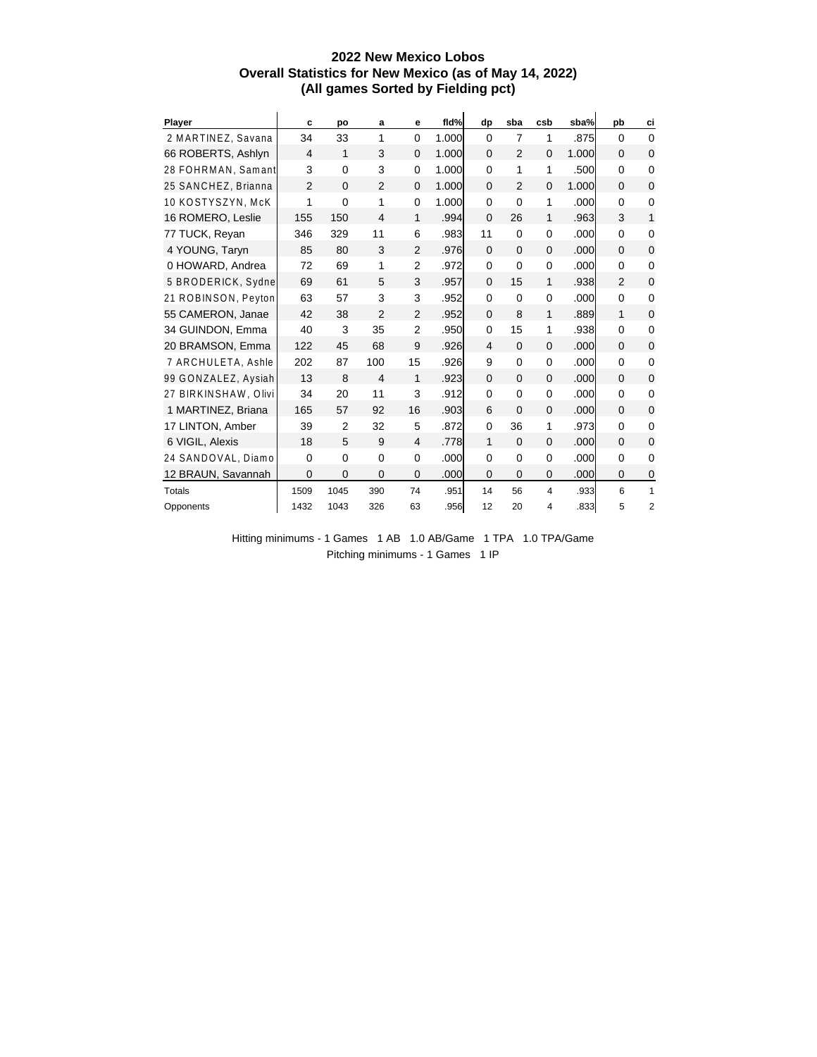# 2022 New Mexico Lobos

## Overall Statistics for New Mexico (as of May 14, 2022)

## (All games Sorted by Fielding pct)

| Player | c | po | a | e | fld% | dp | sba | csb | sba% | pb | ci |
|---|---|---|---|---|---|---|---|---|---|---|---|
| 2 MARTINEZ, Savana | 34 | 33 | 1 | 0 | 1.000 | 0 | 7 | 1 | .875 | 0 | 0 |
| 66 ROBERTS, Ashlyn | 4 | 1 | 3 | 0 | 1.000 | 0 | 2 | 0 | 1.000 | 0 | 0 |
| 28 FOHRMAN, Samant | 3 | 0 | 3 | 0 | 1.000 | 0 | 1 | 1 | .500 | 0 | 0 |
| 25 SANCHEZ, Brianna | 2 | 0 | 2 | 0 | 1.000 | 0 | 2 | 0 | 1.000 | 0 | 0 |
| 10 KOSTYSZYN, McK | 1 | 0 | 1 | 0 | 1.000 | 0 | 0 | 1 | .000 | 0 | 0 |
| 16 ROMERO, Leslie | 155 | 150 | 4 | 1 | .994 | 0 | 26 | 1 | .963 | 3 | 1 |
| 77 TUCK, Reyan | 346 | 329 | 11 | 6 | .983 | 11 | 0 | 0 | .000 | 0 | 0 |
| 4 YOUNG, Taryn | 85 | 80 | 3 | 2 | .976 | 0 | 0 | 0 | .000 | 0 | 0 |
| 0 HOWARD, Andrea | 72 | 69 | 1 | 2 | .972 | 0 | 0 | 0 | .000 | 0 | 0 |
| 5 BRODERICK, Sydne | 69 | 61 | 5 | 3 | .957 | 0 | 15 | 1 | .938 | 2 | 0 |
| 21 ROBINSON, Peyton | 63 | 57 | 3 | 3 | .952 | 0 | 0 | 0 | .000 | 0 | 0 |
| 55 CAMERON, Janae | 42 | 38 | 2 | 2 | .952 | 0 | 8 | 1 | .889 | 1 | 0 |
| 34 GUINDON, Emma | 40 | 3 | 35 | 2 | .950 | 0 | 15 | 1 | .938 | 0 | 0 |
| 20 BRAMSON, Emma | 122 | 45 | 68 | 9 | .926 | 4 | 0 | 0 | .000 | 0 | 0 |
| 7 ARCHULETA, Ashle | 202 | 87 | 100 | 15 | .926 | 9 | 0 | 0 | .000 | 0 | 0 |
| 99 GONZALEZ, Aysiah | 13 | 8 | 4 | 1 | .923 | 0 | 0 | 0 | .000 | 0 | 0 |
| 27 BIRKINSHAW, Olivi | 34 | 20 | 11 | 3 | .912 | 0 | 0 | 0 | .000 | 0 | 0 |
| 1 MARTINEZ, Briana | 165 | 57 | 92 | 16 | .903 | 6 | 0 | 0 | .000 | 0 | 0 |
| 17 LINTON, Amber | 39 | 2 | 32 | 5 | .872 | 0 | 36 | 1 | .973 | 0 | 0 |
| 6 VIGIL, Alexis | 18 | 5 | 9 | 4 | .778 | 1 | 0 | 0 | .000 | 0 | 0 |
| 24 SANDOVAL, Diamo | 0 | 0 | 0 | 0 | .000 | 0 | 0 | 0 | .000 | 0 | 0 |
| 12 BRAUN, Savannah | 0 | 0 | 0 | 0 | .000 | 0 | 0 | 0 | .000 | 0 | 0 |
| Totals | 1509 | 1045 | 390 | 74 | .951 | 14 | 56 | 4 | .933 | 6 | 1 |
| Opponents | 1432 | 1043 | 326 | 63 | .956 | 12 | 20 | 4 | .833 | 5 | 2 |

Hitting minimums - 1 Games 1 AB 1.0 AB/Game 1 TPA 1.0 TPA/Game

Pitching minimums - 1 Games 1 IP